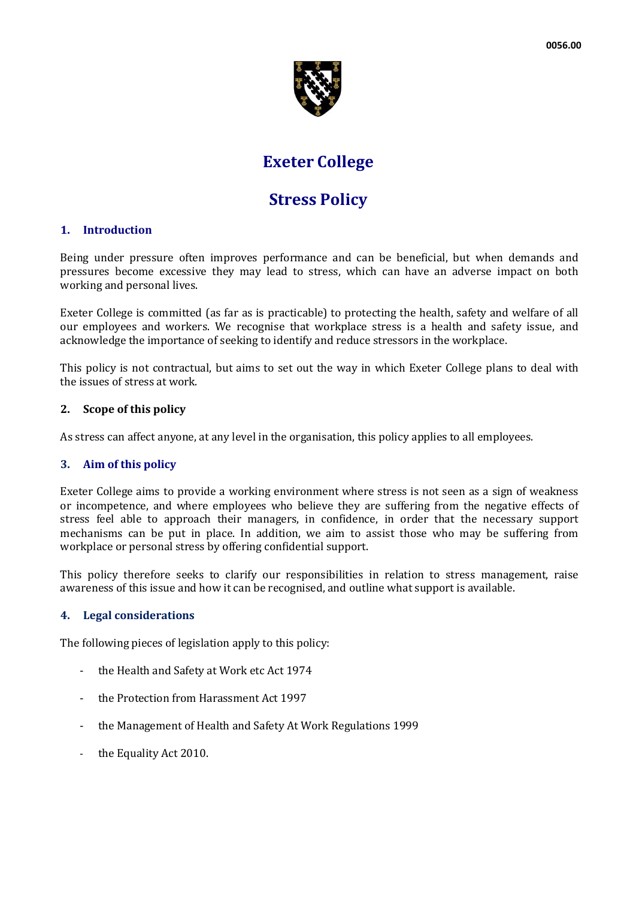0056.00

# Exeter College

# Stress Policy

## 1. Introduction

Being under pressure often improves performance and can be beneficial, but when demands and pressures become excessive they may lead to stress, which can have an adverse impact on both working and personal lives.

Exeter College is committed (as far as is practicable) to protecting the health, safety and welfare of all our employees and workers. We recognise that workplace stress is a health and safety issue, and acknowledge the importance of seeking to identify and reduce stressors in the workplace.

This policy is not contractual, but aims to set out the way in which Exeter College plans to deal with the issues of stress at work.

## 2. Scope of this policy

As stress can affect anyone, at any level in the organisation, this policy applies to all employees.

## 3. Aim of this policy

Exeter College aims to provide a working environment where stress is not seen as a sign of weakness or incompetence, and where employees who believe they are suffering from the negative effects of stress feel able to approach their managers, in confidence, in order that the necessary support mechanisms can be put in place. In addition, we aim to assist those who may be suffering from workplace or personal stress by offering confidential support.

This policy therefore seeks to clarify our responsibilities in relation to stress management, raise awareness of this issue and how it can be recognised, and outline what support is available.

## 4. Legal considerations

The following pieces of legislation apply to this policy:

- the Health and Safety at Work etc Act 1974
- the Protection from Harassment Act 1997
- the Management of Health and Safety At Work Regulations 1999
- the Equality Act 2010.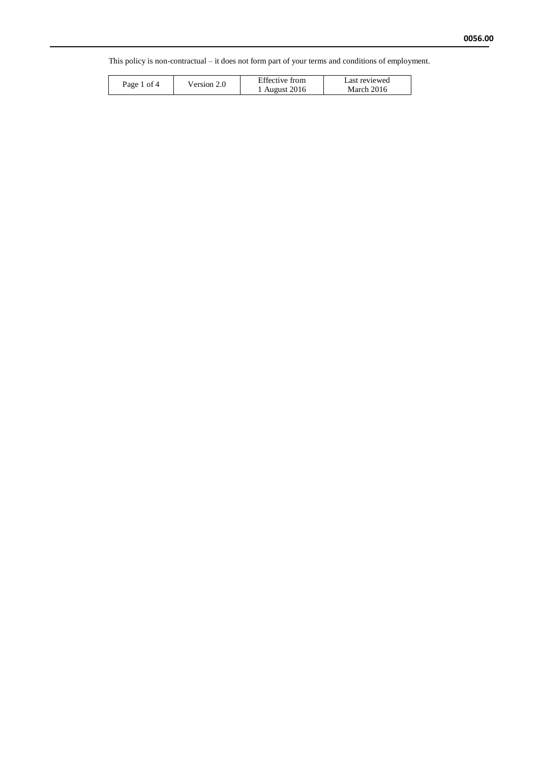This policy is non-contractual – it does not form part of your terms and conditions of employment.

| Page 1 of 4 | Version 2.0 | Effective from 1 August 2016 | Last reviewed March 2016 |
|---|---|---|---|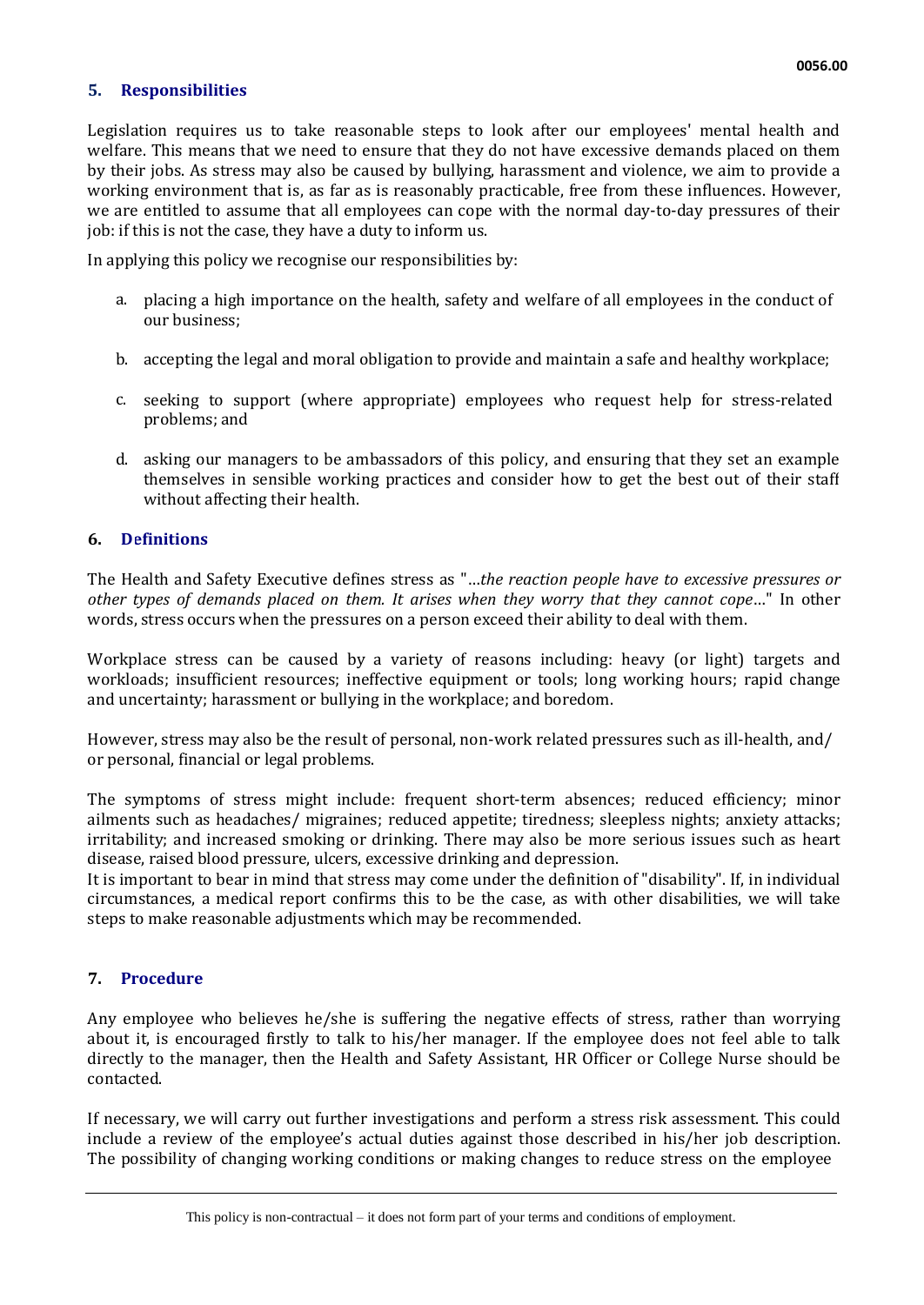## 5. Responsibilities

Legislation requires us to take reasonable steps to look after our employees' mental health and welfare. This means that we need to ensure that they do not have excessive demands placed on them by their jobs. As stress may also be caused by bullying, harassment and violence, we aim to provide a working environment that is, as far as is reasonably practicable, free from these influences. However, we are entitled to assume that all employees can cope with the normal day-to-day pressures of their job: if this is not the case, they have a duty to inform us.

In applying this policy we recognise our responsibilities by:

a. placing a high importance on the health, safety and welfare of all employees in the conduct of our business;

b. accepting the legal and moral obligation to provide and maintain a safe and healthy workplace;

c. seeking to support (where appropriate) employees who request help for stress-related problems; and

d. asking our managers to be ambassadors of this policy, and ensuring that they set an example themselves in sensible working practices and consider how to get the best out of their staff without affecting their health.

## 6. Definitions

The Health and Safety Executive defines stress as "*…the reaction people have to excessive pressures or other types of demands placed on them. It arises when they worry that they cannot cope…*" In other words, stress occurs when the pressures on a person exceed their ability to deal with them.

Workplace stress can be caused by a variety of reasons including: heavy (or light) targets and workloads; insufficient resources; ineffective equipment or tools; long working hours; rapid change and uncertainty; harassment or bullying in the workplace; and boredom.

However, stress may also be the result of personal, non-work related pressures such as ill-health, and/ or personal, financial or legal problems.

The symptoms of stress might include: frequent short-term absences; reduced efficiency; minor ailments such as headaches/ migraines; reduced appetite; tiredness; sleepless nights; anxiety attacks; irritability; and increased smoking or drinking. There may also be more serious issues such as heart disease, raised blood pressure, ulcers, excessive drinking and depression.
It is important to bear in mind that stress may come under the definition of "disability". If, in individual circumstances, a medical report confirms this to be the case, as with other disabilities, we will take steps to make reasonable adjustments which may be recommended.

## 7. Procedure

Any employee who believes he/she is suffering the negative effects of stress, rather than worrying about it, is encouraged firstly to talk to his/her manager. If the employee does not feel able to talk directly to the manager, then the Health and Safety Assistant, HR Officer or College Nurse should be contacted.

If necessary, we will carry out further investigations and perform a stress risk assessment. This could include a review of the employee's actual duties against those described in his/her job description. The possibility of changing working conditions or making changes to reduce stress on the employee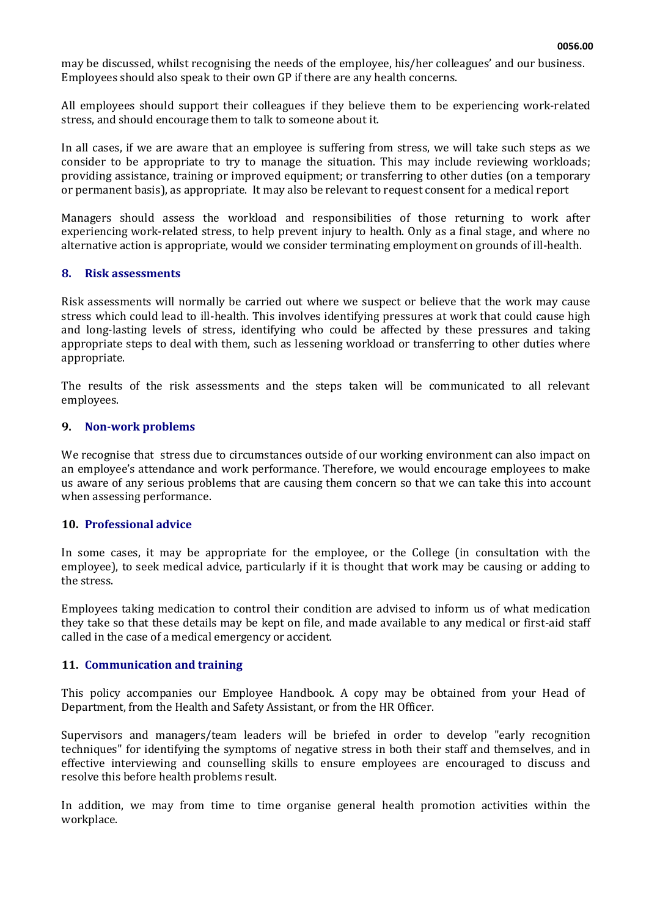may be discussed, whilst recognising the needs of the employee, his/her colleagues' and our business. Employees should also speak to their own GP if there are any health concerns.

All employees should support their colleagues if they believe them to be experiencing work-related stress, and should encourage them to talk to someone about it.

In all cases, if we are aware that an employee is suffering from stress, we will take such steps as we consider to be appropriate to try to manage the situation. This may include reviewing workloads; providing assistance, training or improved equipment; or transferring to other duties (on a temporary or permanent basis), as appropriate. It may also be relevant to request consent for a medical report

Managers should assess the workload and responsibilities of those returning to work after experiencing work-related stress, to help prevent injury to health. Only as a final stage, and where no alternative action is appropriate, would we consider terminating employment on grounds of ill-health.

## 8. Risk assessments

Risk assessments will normally be carried out where we suspect or believe that the work may cause stress which could lead to ill-health. This involves identifying pressures at work that could cause high and long-lasting levels of stress, identifying who could be affected by these pressures and taking appropriate steps to deal with them, such as lessening workload or transferring to other duties where appropriate.

The results of the risk assessments and the steps taken will be communicated to all relevant employees.

## 9. Non-work problems

We recognise that stress due to circumstances outside of our working environment can also impact on an employee's attendance and work performance. Therefore, we would encourage employees to make us aware of any serious problems that are causing them concern so that we can take this into account when assessing performance.

## 10. Professional advice

In some cases, it may be appropriate for the employee, or the College (in consultation with the employee), to seek medical advice, particularly if it is thought that work may be causing or adding to the stress.

Employees taking medication to control their condition are advised to inform us of what medication they take so that these details may be kept on file, and made available to any medical or first-aid staff called in the case of a medical emergency or accident.

## 11. Communication and training

This policy accompanies our Employee Handbook. A copy may be obtained from your Head of Department, from the Health and Safety Assistant, or from the HR Officer.

Supervisors and managers/team leaders will be briefed in order to develop "early recognition techniques" for identifying the symptoms of negative stress in both their staff and themselves, and in effective interviewing and counselling skills to ensure employees are encouraged to discuss and resolve this before health problems result.

In addition, we may from time to time organise general health promotion activities within the workplace.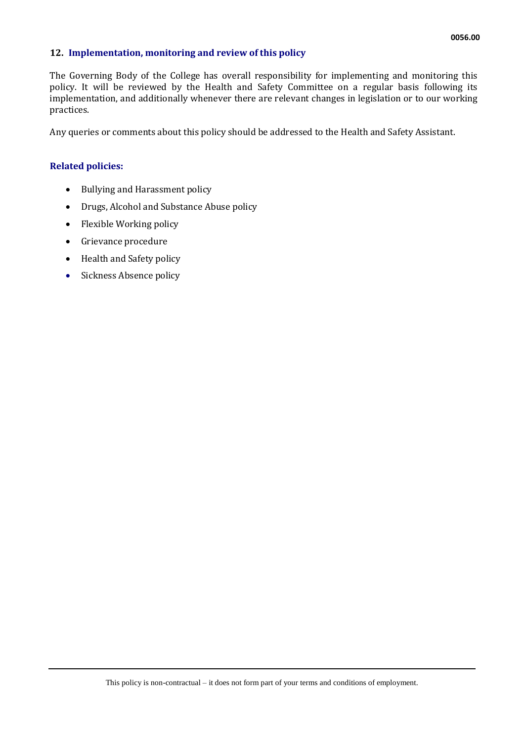## 12. Implementation, monitoring and review of this policy

The Governing Body of the College has overall responsibility for implementing and monitoring this policy. It will be reviewed by the Health and Safety Committee on a regular basis following its implementation, and additionally whenever there are relevant changes in legislation or to our working practices.

Any queries or comments about this policy should be addressed to the Health and Safety Assistant.

### Related policies:

- Bullying and Harassment policy
- Drugs, Alcohol and Substance Abuse policy
- Flexible Working policy
- Grievance procedure
- Health and Safety policy
- Sickness Absence policy

This policy is non-contractual – it does not form part of your terms and conditions of employment.